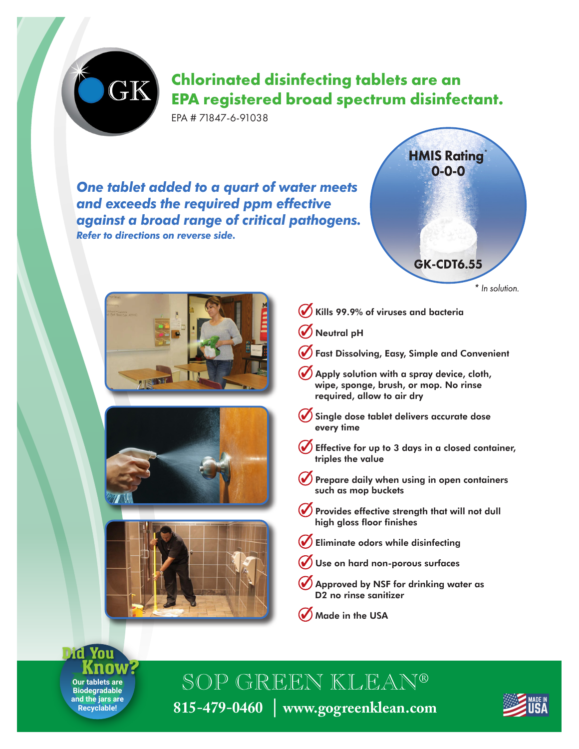# Chlorinated disinfecting tablets are an EPA registered broad spectrum disinfectant.

EPA # 71847-6-91038

***One tablet added to a quart of water meets and exceeds the required ppm effective against a broad range of critical pathogens.***
***Refer to directions on reverse side.***

**HMIS Rating* 0-0-0**

**GK-CDT6.55**

*\* In solution.*

- Kills 99.9% of viruses and bacteria
- Neutral pH
- Fast Dissolving, Easy, Simple and Convenient
- Apply solution with a spray device, cloth, wipe, sponge, brush, or mop. No rinse required, allow to air dry
- Single dose tablet delivers accurate dose every time
- Effective for up to 3 days in a closed container, triples the value
- Prepare daily when using in open containers such as mop buckets
- Provides effective strength that will not dull high gloss floor finishes
- Eliminate odors while disinfecting
- Use on hard non-porous surfaces
- Approved by NSF for drinking water as D2 no rinse sanitizer
- Made in the USA

**Did You Know?** Our tablets are Biodegradable and the jars are Recyclable!

SOP GREEN KLEAN®

815-479-0460 | www.gogreenklean.com

MADE IN USA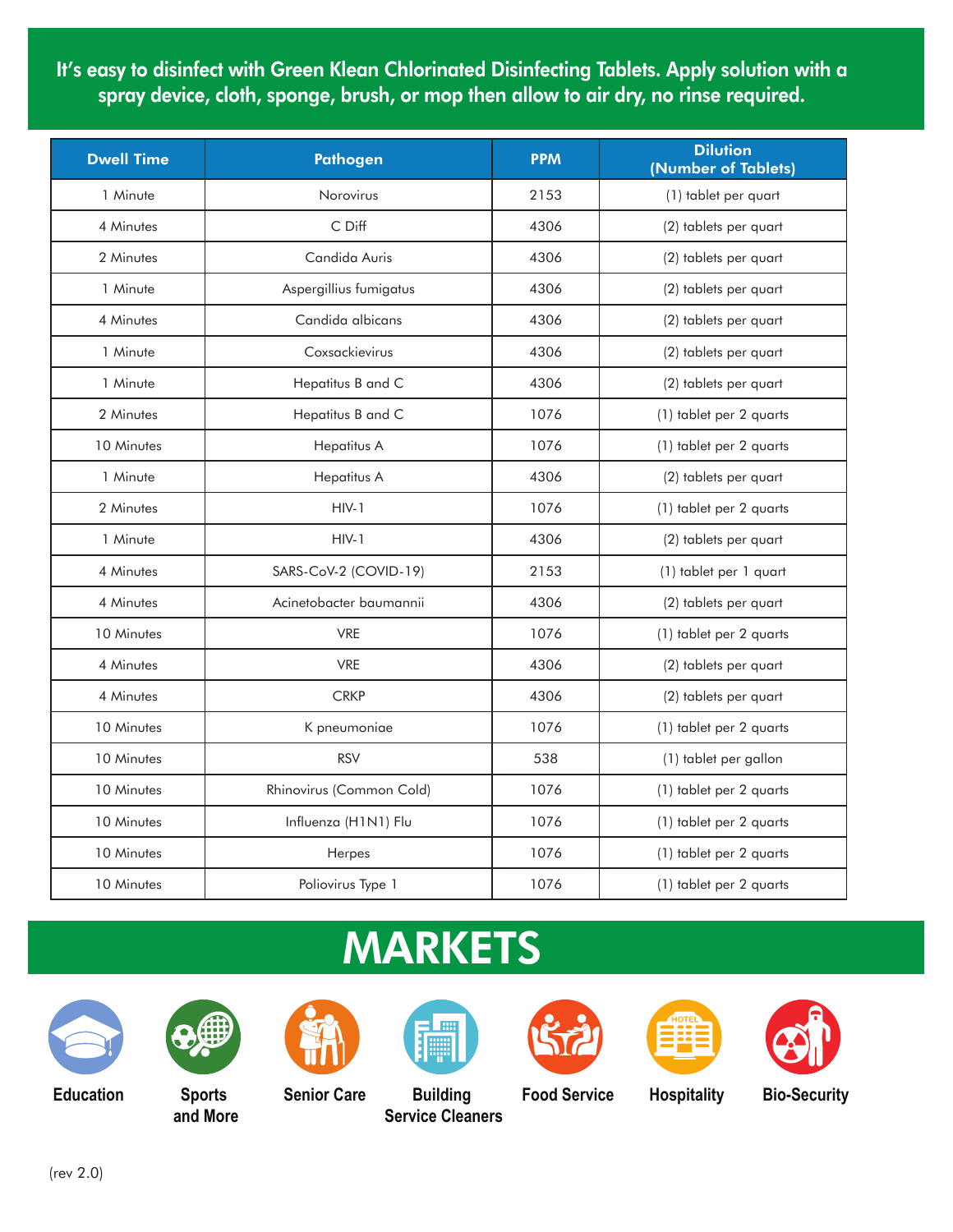It's easy to disinfect with Green Klean Chlorinated Disinfecting Tablets. Apply solution with a spray device, cloth, sponge, brush, or mop then allow to air dry, no rinse required.

| Dwell Time | Pathogen | PPM | Dilution (Number of Tablets) |
|---|---|---|---|
| 1 Minute | Norovirus | 2153 | (1) tablet per quart |
| 4 Minutes | C Diff | 4306 | (2) tablets per quart |
| 2 Minutes | Candida Auris | 4306 | (2) tablets per quart |
| 1 Minute | Aspergillius fumigatus | 4306 | (2) tablets per quart |
| 4 Minutes | Candida albicans | 4306 | (2) tablets per quart |
| 1 Minute | Coxsackievirus | 4306 | (2) tablets per quart |
| 1 Minute | Hepatitus B and C | 4306 | (2) tablets per quart |
| 2 Minutes | Hepatitus B and C | 1076 | (1) tablet per 2 quarts |
| 10 Minutes | Hepatitus A | 1076 | (1) tablet per 2 quarts |
| 1 Minute | Hepatitus A | 4306 | (2) tablets per quart |
| 2 Minutes | HIV-1 | 1076 | (1) tablet per 2 quarts |
| 1 Minute | HIV-1 | 4306 | (2) tablets per quart |
| 4 Minutes | SARS-CoV-2 (COVID-19) | 2153 | (1) tablet per 1 quart |
| 4 Minutes | Acinetobacter baumannii | 4306 | (2) tablets per quart |
| 10 Minutes | VRE | 1076 | (1) tablet per 2 quarts |
| 4 Minutes | VRE | 4306 | (2) tablets per quart |
| 4 Minutes | CRKP | 4306 | (2) tablets per quart |
| 10 Minutes | K pneumoniae | 1076 | (1) tablet per 2 quarts |
| 10 Minutes | RSV | 538 | (1) tablet per gallon |
| 10 Minutes | Rhinovirus (Common Cold) | 1076 | (1) tablet per 2 quarts |
| 10 Minutes | Influenza (H1N1) Flu | 1076 | (1) tablet per 2 quarts |
| 10 Minutes | Herpes | 1076 | (1) tablet per 2 quarts |
| 10 Minutes | Poliovirus Type 1 | 1076 | (1) tablet per 2 quarts |

# MARKETS

Education

Sports and More

Senior Care

Building Service Cleaners

Food Service

Hospitality

Bio-Security

(rev 2.0)